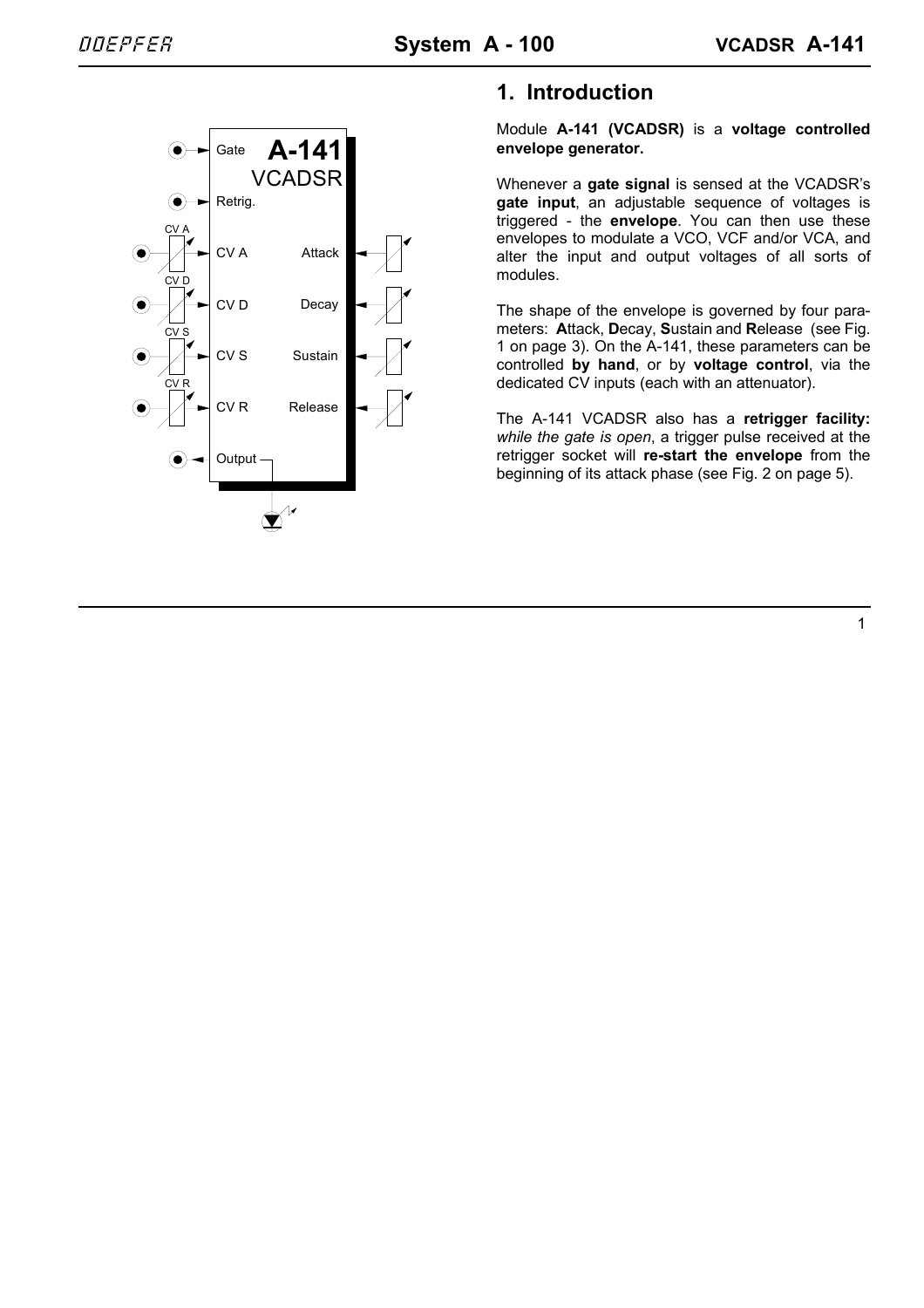Gate

A-141

VCADSR

Retrig.

CV A

CV A

Attack

CV D

CV D

Decay

CV S

CV S

Sustain

CV R

CV R

Release

Output

# 1. Introduction

Module **A-141 (VCADSR)** is a **voltage controlled envelope generator.**

Whenever a **gate signal** is sensed at the VCADSR's **gate input**, an adjustable sequence of voltages is triggered - the **envelope**. You can then use these envelopes to modulate a VCO, VCF and/or VCA, and alter the input and output voltages of all sorts of modules.

The shape of the envelope is governed by four parameters: **A**ttack, **D**ecay, **S**ustain and **R**elease (see Fig. 1 on page 3). On the A-141, these parameters can be controlled **by hand**, or by **voltage control**, via the dedicated CV inputs (each with an attenuator).

The A-141 VCADSR also has a **retrigger facility:** *while the gate is open*, a trigger pulse received at the retrigger socket will **re-start the envelope** from the beginning of its attack phase (see Fig. 2 on page 5).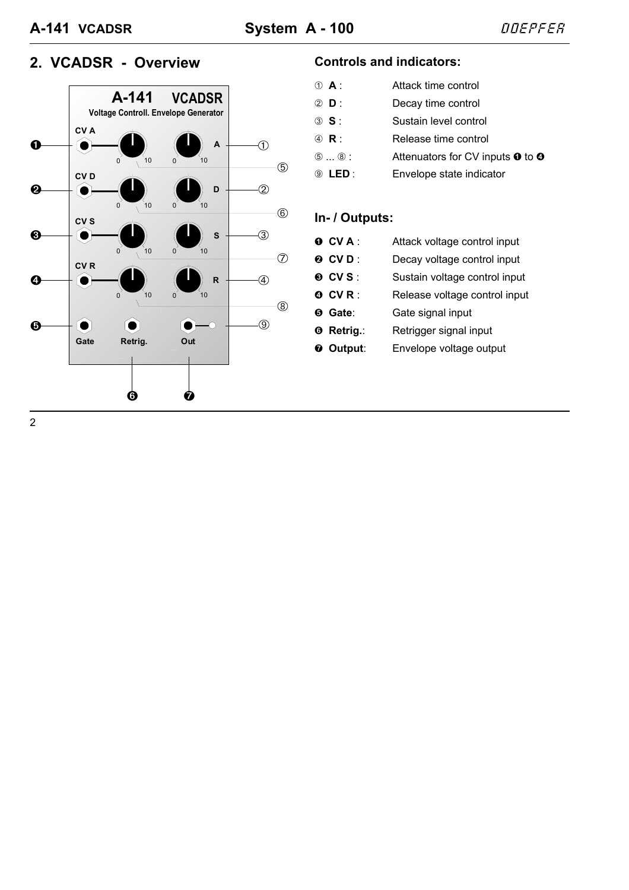## 2. VCADSR - Overview

A-141 VCADSR
Voltage Controll. Envelope Generator

CV A
CV D
CV S
CV R
A
D
S
R
0 10
Gate
Retrig.
Out

### Controls and indicators:

| | |
|---|---|
| ① **A** : | Attack time control |
| ② **D** : | Decay time control |
| ③ **S** : | Sustain level control |
| ④ **R** : | Release time control |
| ⑤ ... ⑧ : | Attenuators for CV inputs ❶ to ❹ |
| ⑨ **LED** : | Envelope state indicator |

### In- / Outputs:

| | |
|---|---|
| ❶ **CV A** : | Attack voltage control input |
| ❷ **CV D** : | Decay voltage control input |
| ❸ **CV S** : | Sustain voltage control input |
| ❹ **CV R** : | Release voltage control input |
| ❺ **Gate**: | Gate signal input |
| ❻ **Retrig.**: | Retrigger signal input |
| ❼ **Output**: | Envelope voltage output |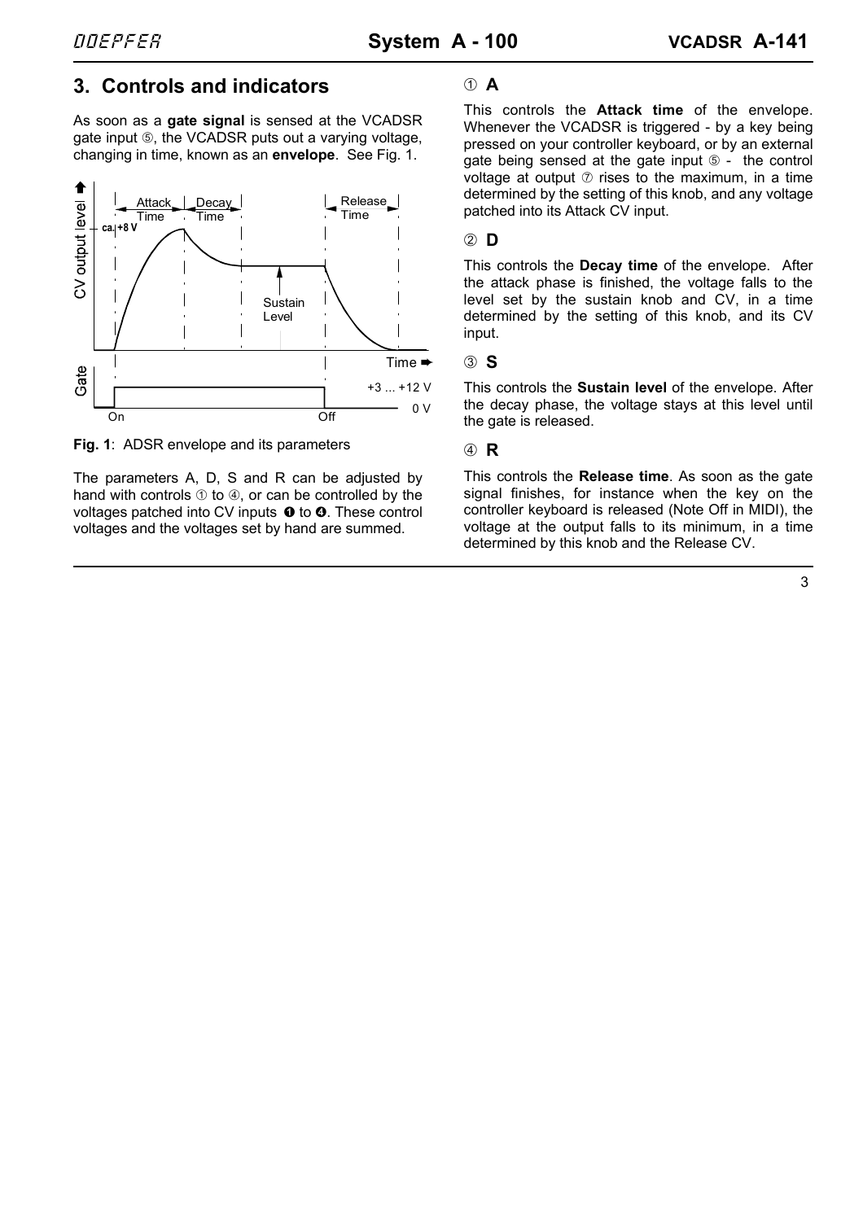## 3. Controls and indicators

As soon as a **gate signal** is sensed at the VCADSR gate input ⑤, the VCADSR puts out a varying voltage, changing in time, known as an **envelope**. See Fig. 1.

CV output level
ca. +8 V
Attack Time
Decay Time
Release Time
Sustain Level
Time
Gate
+3 ... +12 V
0 V
On
Off

**Fig. 1**: ADSR envelope and its parameters

The parameters A, D, S and R can be adjusted by hand with controls ① to ④, or can be controlled by the voltages patched into CV inputs ❶ to ❹. These control voltages and the voltages set by hand are summed.

### ① A

This controls the **Attack time** of the envelope. Whenever the VCADSR is triggered - by a key being pressed on your controller keyboard, or by an external gate being sensed at the gate input ⑤ - the control voltage at output ⑦ rises to the maximum, in a time determined by the setting of this knob, and any voltage patched into its Attack CV input.

### ② D

This controls the **Decay time** of the envelope. After the attack phase is finished, the voltage falls to the level set by the sustain knob and CV, in a time determined by the setting of this knob, and its CV input.

### ③ S

This controls the **Sustain level** of the envelope. After the decay phase, the voltage stays at this level until the gate is released.

### ④ R

This controls the **Release time**. As soon as the gate signal finishes, for instance when the key on the controller keyboard is released (Note Off in MIDI), the voltage at the output falls to its minimum, in a time determined by this knob and the Release CV.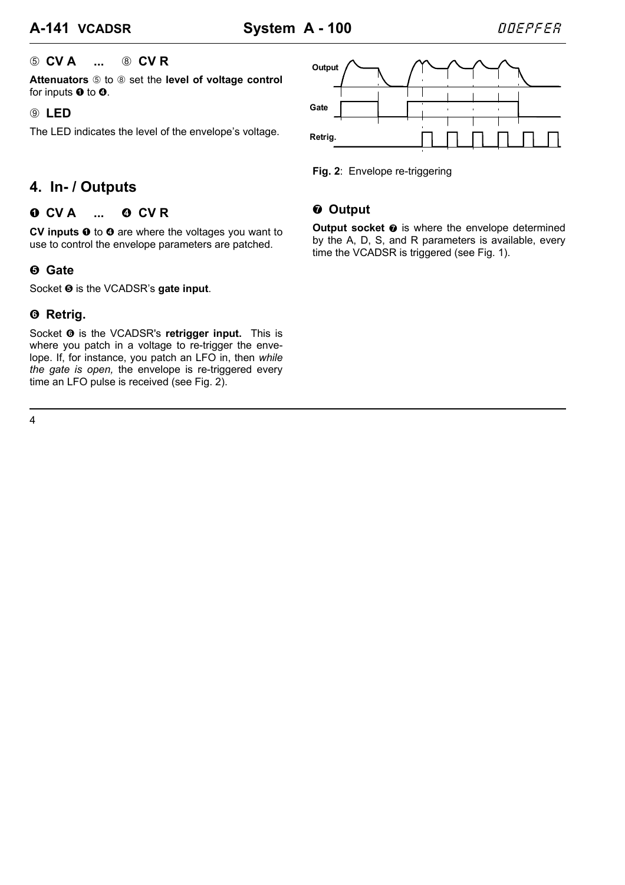### ⑤ CV A ... ⑧ CV R

**Attenuators** ⑤ to ⑧ set the **level of voltage control** for inputs ❶ to ❹.

### ⑨ LED

The LED indicates the level of the envelope's voltage.

## 4. In- / Outputs

### ❶ CV A ... ❹ CV R

**CV inputs** ❶ to ❹ are where the voltages you want to use to control the envelope parameters are patched.

### ❺ Gate

Socket ❺ is the VCADSR's **gate input**.

### ❻ Retrig.

Socket ❻ is the VCADSR's **retrigger input.** This is where you patch in a voltage to re-trigger the envelope. If, for instance, you patch an LFO in, then *while the gate is open,* the envelope is re-triggered every time an LFO pulse is received (see Fig. 2).

Output

Gate

Retrig.

**Fig. 2**: Envelope re-triggering

### ❼ Output

**Output socket** ❼ is where the envelope determined by the A, D, S, and R parameters is available, every time the VCADSR is triggered (see Fig. 1).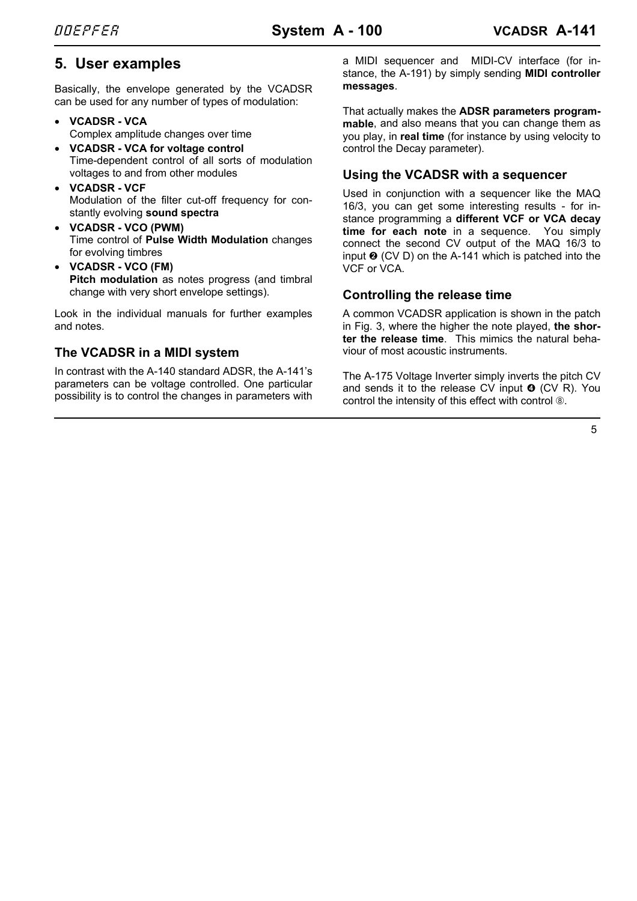## 5. User examples

Basically, the envelope generated by the VCADSR can be used for any number of types of modulation:

- **VCADSR - VCA**
  Complex amplitude changes over time
- **VCADSR - VCA for voltage control**
  Time-dependent control of all sorts of modulation voltages to and from other modules
- **VCADSR - VCF**
  Modulation of the filter cut-off frequency for constantly evolving **sound spectra**
- **VCADSR - VCO (PWM)**
  Time control of **Pulse Width Modulation** changes for evolving timbres
- **VCADSR - VCO (FM)**
  **Pitch modulation** as notes progress (and timbral change with very short envelope settings).

Look in the individual manuals for further examples and notes.

### The VCADSR in a MIDI system

In contrast with the A-140 standard ADSR, the A-141's parameters can be voltage controlled. One particular possibility is to control the changes in parameters with a MIDI sequencer and MIDI-CV interface (for instance, the A-191) by simply sending **MIDI controller messages**.

That actually makes the **ADSR parameters programmable**, and also means that you can change them as you play, in **real time** (for instance by using velocity to control the Decay parameter).

### Using the VCADSR with a sequencer

Used in conjunction with a sequencer like the MAQ 16/3, you can get some interesting results - for instance programming a **different VCF or VCA decay time for each note** in a sequence. You simply connect the second CV output of the MAQ 16/3 to input ❷ (CV D) on the A-141 which is patched into the VCF or VCA.

### Controlling the release time

A common VCADSR application is shown in the patch in Fig. 3, where the higher the note played, **the shorter the release time**. This mimics the natural behaviour of most acoustic instruments.

The A-175 Voltage Inverter simply inverts the pitch CV and sends it to the release CV input ❹ (CV R). You control the intensity of this effect with control ⑧.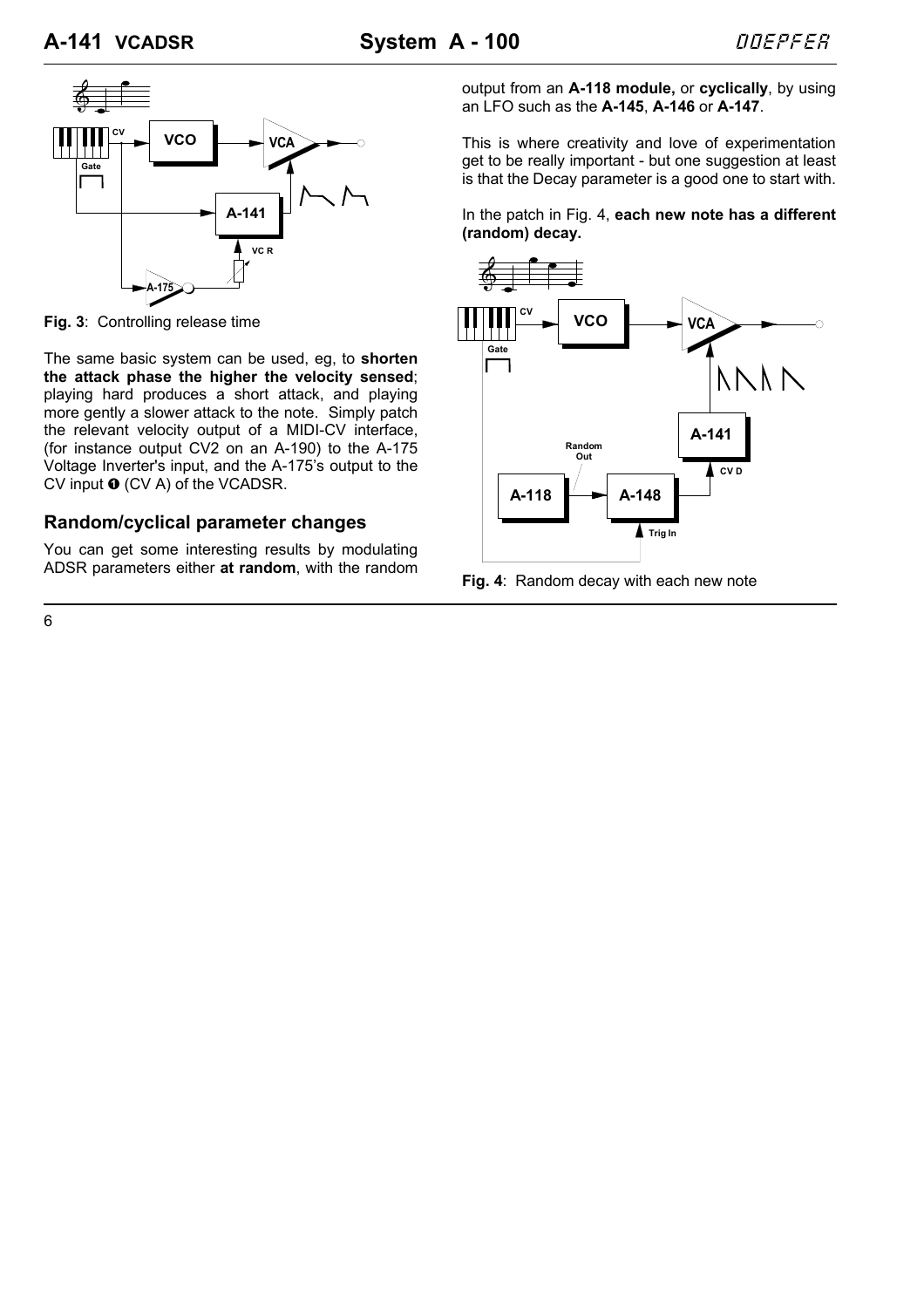CV

VCO

VCA

Gate

A-141

VC R

A-175

**Fig. 3**: Controlling release time

The same basic system can be used, eg, to **shorten the attack phase the higher the velocity sensed**; playing hard produces a short attack, and playing more gently a slower attack to the note. Simply patch the relevant velocity output of a MIDI-CV interface, (for instance output CV2 on an A-190) to the A-175 Voltage Inverter's input, and the A-175's output to the CV input ❶ (CV A) of the VCADSR.

## Random/cyclical parameter changes

You can get some interesting results by modulating ADSR parameters either **at random**, with the random output from an **A-118 module,** or **cyclically**, by using an LFO such as the **A-145**, **A-146** or **A-147**.

This is where creativity and love of experimentation get to be really important - but one suggestion at least is that the Decay parameter is a good one to start with.

In the patch in Fig. 4, **each new note has a different (random) decay.**

CV

VCO

VCA

Gate

A-141

Random Out

CV D

A-118

A-148

Trig In

**Fig. 4**: Random decay with each new note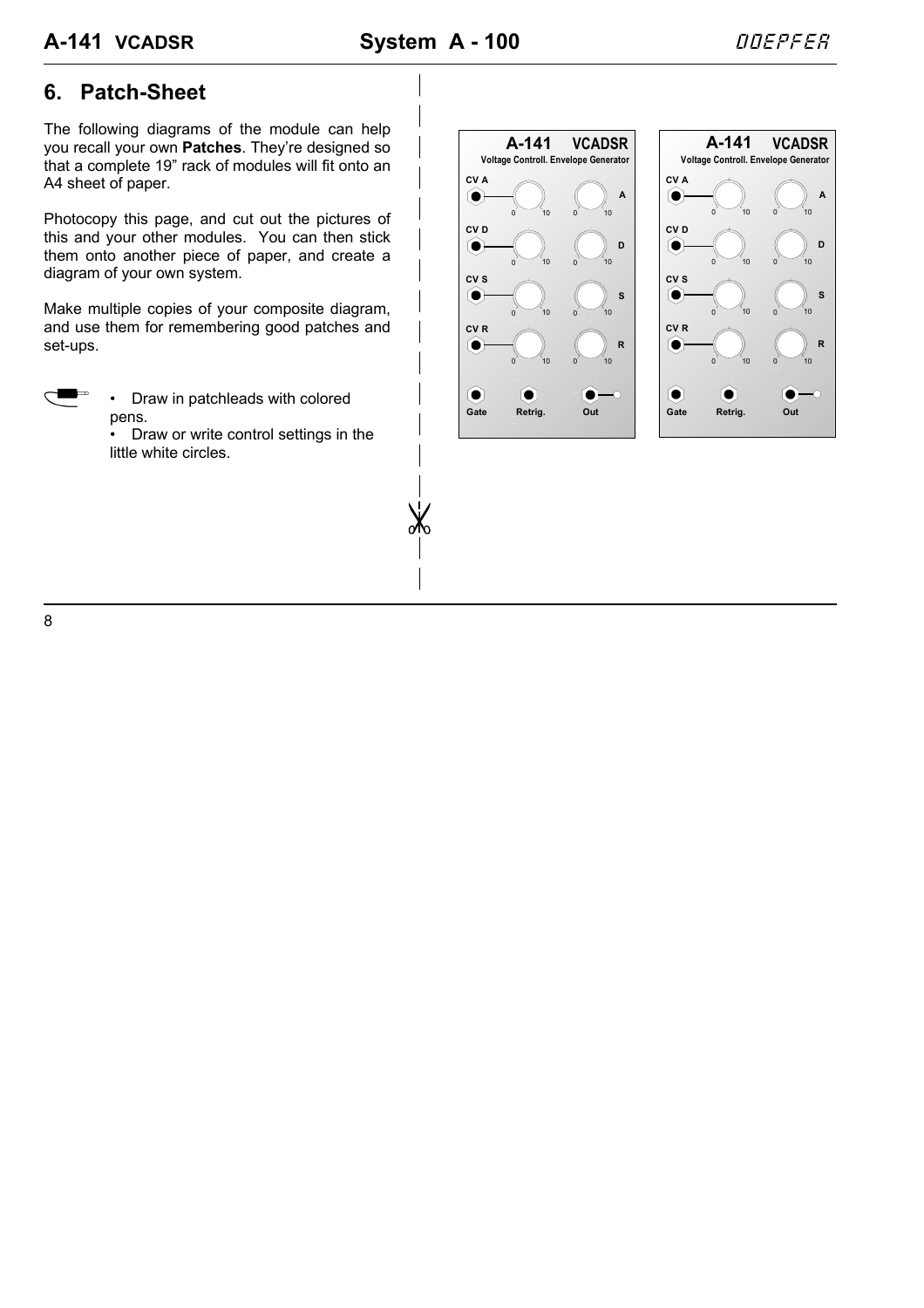## 6. Patch-Sheet

The following diagrams of the module can help you recall your own **Patches**. They're designed so that a complete 19" rack of modules will fit onto an A4 sheet of paper.

Photocopy this page, and cut out the pictures of this and your other modules. You can then stick them onto another piece of paper, and create a diagram of your own system.

Make multiple copies of your composite diagram, and use them for remembering good patches and set-ups.

- Draw in patchleads with colored pens.
- Draw or write control settings in the little white circles.

A-141 VCADSR
Voltage Controll. Envelope Generator
CV A
A
CV D
D
CV S
S
CV R
R
0 10
Gate
Retrig.
Out

A-141 VCADSR
Voltage Controll. Envelope Generator
CV A
A
CV D
D
CV S
S
CV R
R
0 10
Gate
Retrig.
Out